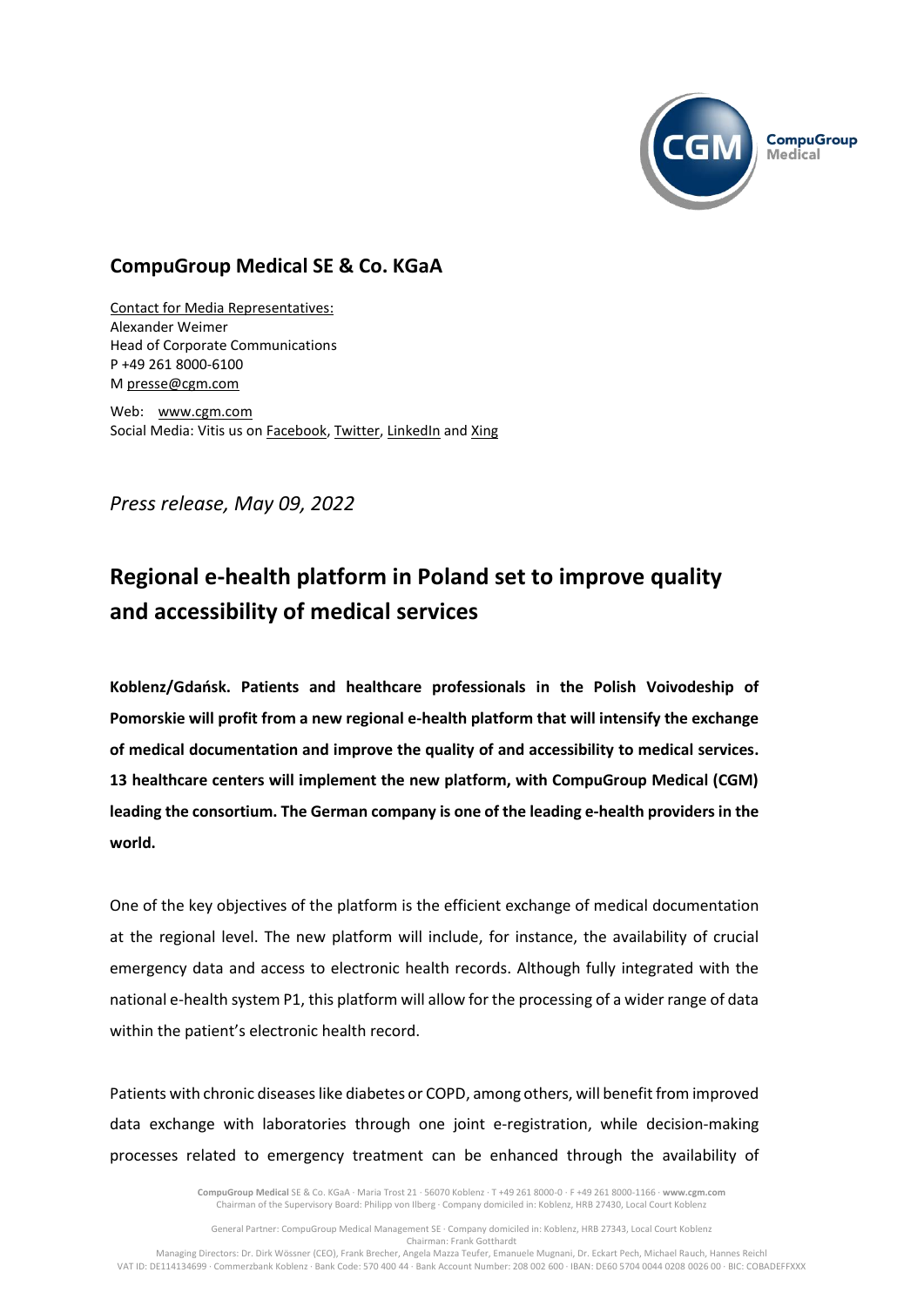## CompuGroup Medical SE & Co. KGaA

Contact for Media Representatives:
Alexander Weimer
Head of Corporate Communications
P +49 261 8000-6100
M presse@cgm.com

Web: www.cgm.com
Social Media: Vitis us on Facebook, Twitter, LinkedIn and Xing

*Press release, May 09, 2022*

# Regional e-health platform in Poland set to improve quality and accessibility of medical services

**Koblenz/Gdańsk. Patients and healthcare professionals in the Polish Voivodeship of Pomorskie will profit from a new regional e-health platform that will intensify the exchange of medical documentation and improve the quality of and accessibility to medical services. 13 healthcare centers will implement the new platform, with CompuGroup Medical (CGM) leading the consortium. The German company is one of the leading e-health providers in the world.**

One of the key objectives of the platform is the efficient exchange of medical documentation at the regional level. The new platform will include, for instance, the availability of crucial emergency data and access to electronic health records. Although fully integrated with the national e-health system P1, this platform will allow for the processing of a wider range of data within the patient's electronic health record.

Patients with chronic diseases like diabetes or COPD, among others, will benefit from improved data exchange with laboratories through one joint e-registration, while decision-making processes related to emergency treatment can be enhanced through the availability of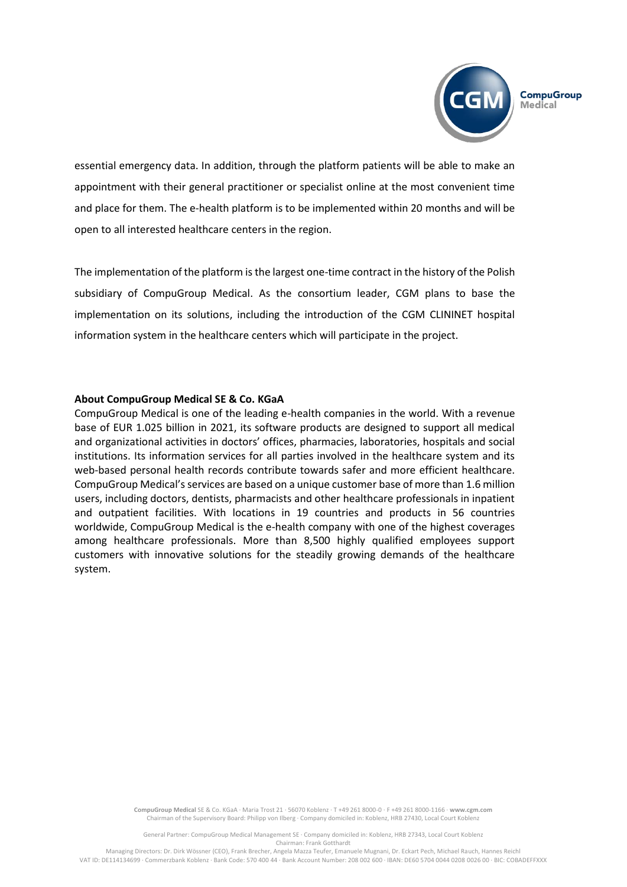essential emergency data. In addition, through the platform patients will be able to make an appointment with their general practitioner or specialist online at the most convenient time and place for them. The e-health platform is to be implemented within 20 months and will be open to all interested healthcare centers in the region.

The implementation of the platform is the largest one-time contract in the history of the Polish subsidiary of CompuGroup Medical. As the consortium leader, CGM plans to base the implementation on its solutions, including the introduction of the CGM CLININET hospital information system in the healthcare centers which will participate in the project.

**About CompuGroup Medical SE & Co. KGaA**

CompuGroup Medical is one of the leading e-health companies in the world. With a revenue base of EUR 1.025 billion in 2021, its software products are designed to support all medical and organizational activities in doctors' offices, pharmacies, laboratories, hospitals and social institutions. Its information services for all parties involved in the healthcare system and its web-based personal health records contribute towards safer and more efficient healthcare. CompuGroup Medical's services are based on a unique customer base of more than 1.6 million users, including doctors, dentists, pharmacists and other healthcare professionals in inpatient and outpatient facilities. With locations in 19 countries and products in 56 countries worldwide, CompuGroup Medical is the e-health company with one of the highest coverages among healthcare professionals. More than 8,500 highly qualified employees support customers with innovative solutions for the steadily growing demands of the healthcare system.